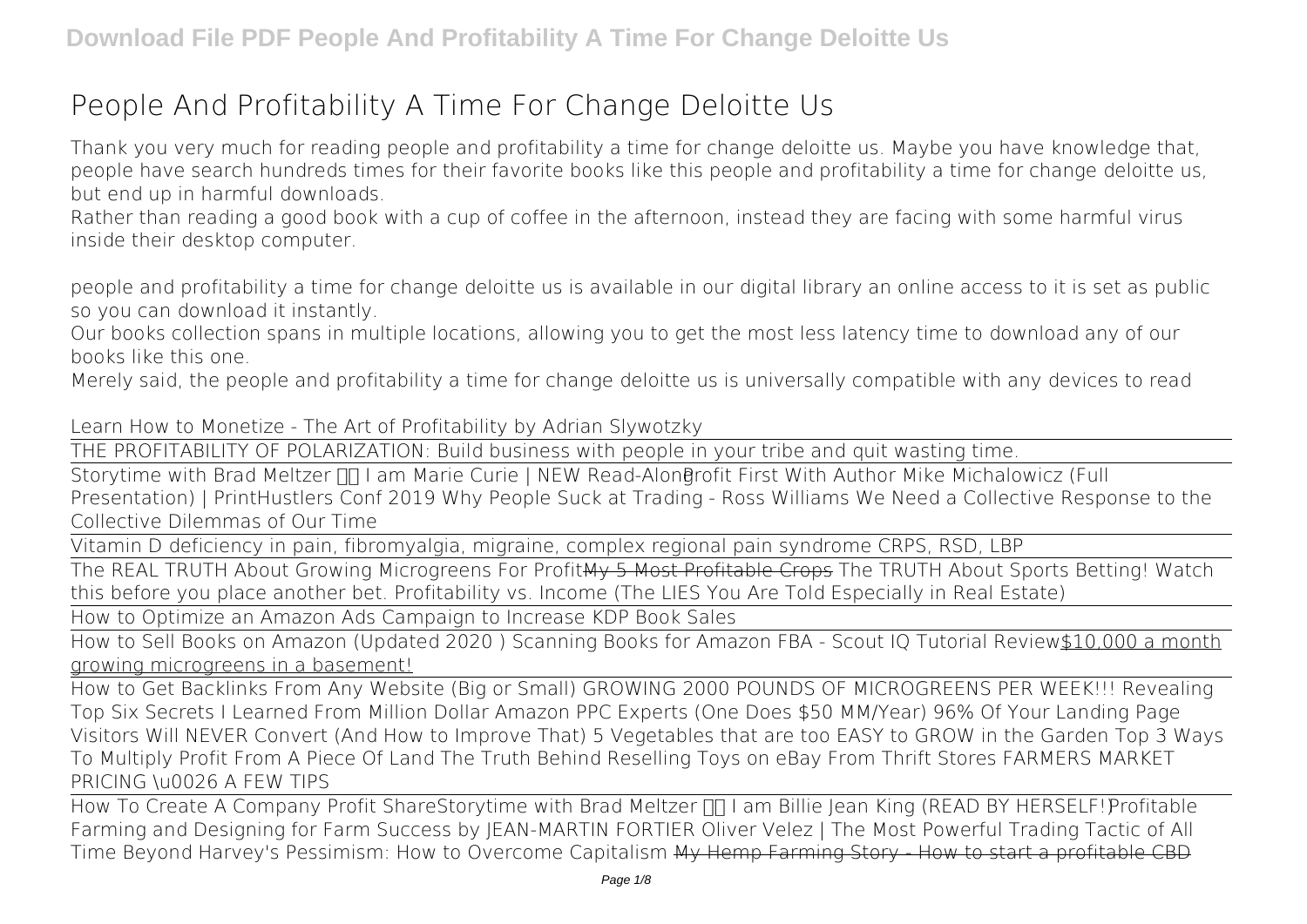# People And Profitability A Time For Change Deloitte Us

Thank you very much for reading people and profitability a time for change deloitte us. Maybe you have knowledge that, people have search hundreds times for their favorite books like this people and profitability a time for change deloitte us, but end up in harmful downloads.

Rather than reading a good book with a cup of coffee in the afternoon, instead they are facing with some harmful virus inside their desktop computer.

people and profitability a time for change deloitte us is available in our digital library an online access to it is set as public so you can download it instantly.

Our books collection spans in multiple locations, allowing you to get the most less latency time to download any of our books like this one.

Merely said, the people and profitability a time for change deloitte us is universally compatible with any devices to read

*Learn How to Monetize - The Art of Profitability by Adrian Slywotzky*

THE PROFITABILITY OF POLARIZATION: Build business with people in your tribe and quit wasting time.

Storytime with Brad Meltzer I am Marie Curie | NEW Read-Along **Profit First With Author Mike Michalowicz (Full Presentation) | PrintHustlers Conf 2019** **Why People Suck at Trading - Ross Williams** **We Need a Collective Response to the Collective Dilemmas of Our Time**

Vitamin D deficiency in pain, fibromyalgia, migraine, complex regional pain syndrome CRPS, RSD, LBP

The REAL TRUTH About Growing Microgreens For Profit ~~My 5 Most Profitable Crops~~ **The TRUTH About Sports Betting! Watch this before you place another bet.** **Profitability vs. Income (The LIES You Are Told Especially in Real Estate)**

How to Optimize an Amazon Ads Campaign to Increase KDP Book Sales

How to Sell Books on Amazon (Updated 2020 ) Scanning Books for Amazon FBA - Scout IQ Tutorial Review $10,000 a month growing microgreens in a basement!

How to Get Backlinks From Any Website (Big or Small) **GROWING 2000 POUNDS OF MICROGREENS PER WEEK!!!** **Revealing Top Six Secrets I Learned From Million Dollar Amazon PPC Experts (One Does $50 MM/Year)** **96% Of Your Landing Page Visitors Will NEVER Convert (And How to Improve That)** **5 Vegetables that are too EASY to GROW in the Garden** **Top 3 Ways To Multiply Profit From A Piece Of Land** **The Truth Behind Reselling Toys on eBay From Thrift Stores** **FARMERS MARKET PRICING \u0026 A FEW TIPS**

How To Create A Company Profit Share **Storytime with Brad Meltzer I am Billie Jean King (READ BY HERSELF!)** **Profitable Farming and Designing for Farm Success by JEAN-MARTIN FORTIER** **Oliver Velez | The Most Powerful Trading Tactic of All Time** **Beyond Harvey's Pessimism: How to Overcome Capitalism** ~~My Hemp Farming Story - How to start a profitable CBD~~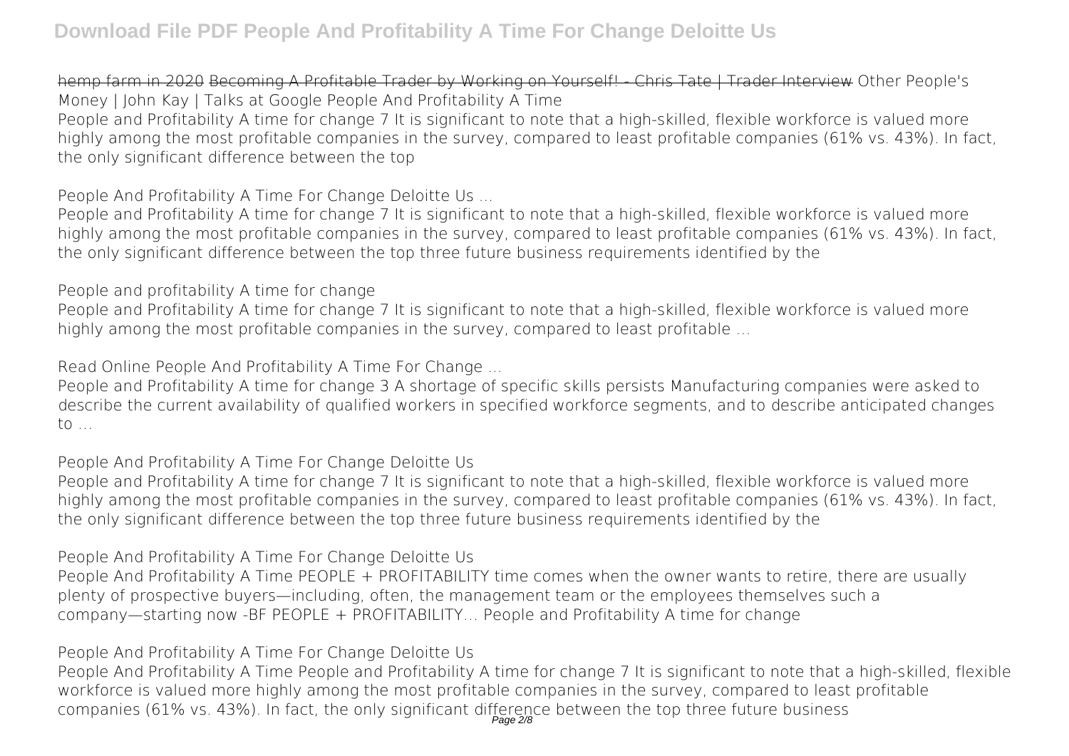hemp farm in 2020 Becoming A Profitable Trader by Working on Yourself! - Chris Tate | Trader Interview Other People's Money | John Kay | Talks at Google People And Profitability A Time

People and Profitability A time for change 7 It is significant to note that a high-skilled, flexible workforce is valued more highly among the most profitable companies in the survey, compared to least profitable companies (61% vs. 43%). In fact, the only significant difference between the top

**People And Profitability A Time For Change Deloitte Us ...**

People and Profitability A time for change 7 It is significant to note that a high-skilled, flexible workforce is valued more highly among the most profitable companies in the survey, compared to least profitable companies (61% vs. 43%). In fact, the only significant difference between the top three future business requirements identified by the

**People and profitability A time for change**

People and Profitability A time for change 7 It is significant to note that a high-skilled, flexible workforce is valued more highly among the most profitable companies in the survey, compared to least profitable ...

**Read Online People And Profitability A Time For Change ...**

People and Profitability A time for change 3 A shortage of specific skills persists Manufacturing companies were asked to describe the current availability of qualified workers in specified workforce segments, and to describe anticipated changes to ...

**People And Profitability A Time For Change Deloitte Us**

People and Profitability A time for change 7 It is significant to note that a high-skilled, flexible workforce is valued more highly among the most profitable companies in the survey, compared to least profitable companies (61% vs. 43%). In fact, the only significant difference between the top three future business requirements identified by the

**People And Profitability A Time For Change Deloitte Us**

People And Profitability A Time PEOPLE + PROFITABILITY time comes when the owner wants to retire, there are usually plenty of prospective buyers—including, often, the management team or the employees themselves such a company—starting now -BF PEOPLE + PROFITABILITY… People and Profitability A time for change

**People And Profitability A Time For Change Deloitte Us**

People And Profitability A Time People and Profitability A time for change 7 It is significant to note that a high-skilled, flexible workforce is valued more highly among the most profitable companies in the survey, compared to least profitable companies (61% vs. 43%). In fact, the only significant difference between the top three future business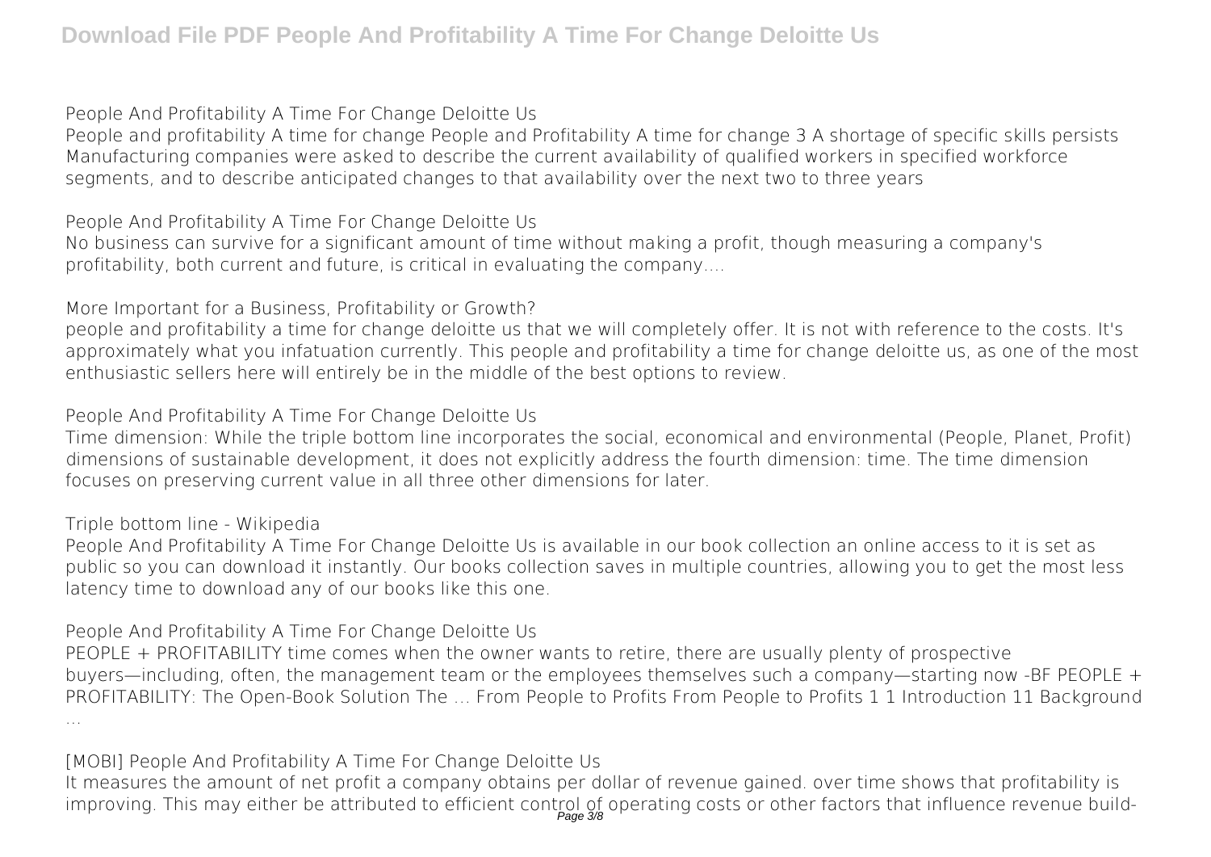**People And Profitability A Time For Change Deloitte Us**

People and profitability A time for change People and Profitability A time for change 3 A shortage of specific skills persists Manufacturing companies were asked to describe the current availability of qualified workers in specified workforce segments, and to describe anticipated changes to that availability over the next two to three years

**People And Profitability A Time For Change Deloitte Us**

No business can survive for a significant amount of time without making a profit, though measuring a company's profitability, both current and future, is critical in evaluating the company....

**More Important for a Business, Profitability or Growth?**

people and profitability a time for change deloitte us that we will completely offer. It is not with reference to the costs. It's approximately what you infatuation currently. This people and profitability a time for change deloitte us, as one of the most enthusiastic sellers here will entirely be in the middle of the best options to review.

**People And Profitability A Time For Change Deloitte Us**

Time dimension: While the triple bottom line incorporates the social, economical and environmental (People, Planet, Profit) dimensions of sustainable development, it does not explicitly address the fourth dimension: time. The time dimension focuses on preserving current value in all three other dimensions for later.

**Triple bottom line - Wikipedia**

People And Profitability A Time For Change Deloitte Us is available in our book collection an online access to it is set as public so you can download it instantly. Our books collection saves in multiple countries, allowing you to get the most less latency time to download any of our books like this one.

**People And Profitability A Time For Change Deloitte Us**

PEOPLE + PROFITABILITY time comes when the owner wants to retire, there are usually plenty of prospective buyers—including, often, the management team or the employees themselves such a company—starting now -BF PEOPLE + PROFITABILITY: The Open-Book Solution The … From People to Profits From People to Profits 1 1 Introduction 11 Background …

**[MOBI] People And Profitability A Time For Change Deloitte Us**

It measures the amount of net profit a company obtains per dollar of revenue gained. over time shows that profitability is improving. This may either be attributed to efficient control of operating costs or other factors that influence revenue build-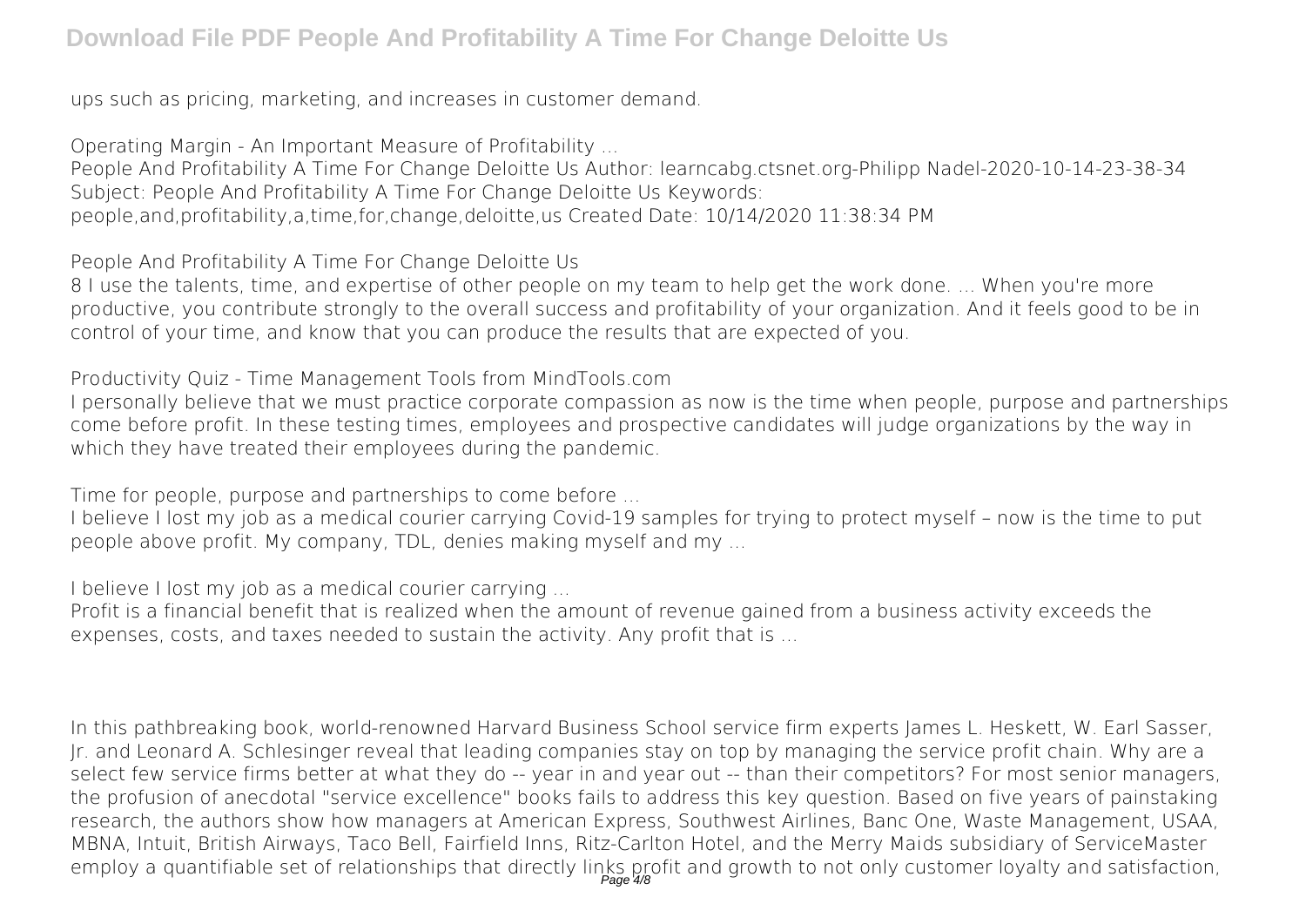ups such as pricing, marketing, and increases in customer demand.

Operating Margin - An Important Measure of Profitability ...

People And Profitability A Time For Change Deloitte Us Author: learncabg.ctsnet.org-Philipp Nadel-2020-10-14-23-38-34 Subject: People And Profitability A Time For Change Deloitte Us Keywords: people,and,profitability,a,time,for,change,deloitte,us Created Date: 10/14/2020 11:38:34 PM

People And Profitability A Time For Change Deloitte Us

8 I use the talents, time, and expertise of other people on my team to help get the work done. ... When you're more productive, you contribute strongly to the overall success and profitability of your organization. And it feels good to be in control of your time, and know that you can produce the results that are expected of you.

Productivity Quiz - Time Management Tools from MindTools.com

I personally believe that we must practice corporate compassion as now is the time when people, purpose and partnerships come before profit. In these testing times, employees and prospective candidates will judge organizations by the way in which they have treated their employees during the pandemic.

Time for people, purpose and partnerships to come before ...

I believe I lost my job as a medical courier carrying Covid-19 samples for trying to protect myself – now is the time to put people above profit. My company, TDL, denies making myself and my ...

I believe I lost my job as a medical courier carrying ...

Profit is a financial benefit that is realized when the amount of revenue gained from a business activity exceeds the expenses, costs, and taxes needed to sustain the activity. Any profit that is ...

In this pathbreaking book, world-renowned Harvard Business School service firm experts James L. Heskett, W. Earl Sasser, Jr. and Leonard A. Schlesinger reveal that leading companies stay on top by managing the service profit chain. Why are a select few service firms better at what they do -- year in and year out -- than their competitors? For most senior managers, the profusion of anecdotal "service excellence" books fails to address this key question. Based on five years of painstaking research, the authors show how managers at American Express, Southwest Airlines, Banc One, Waste Management, USAA, MBNA, Intuit, British Airways, Taco Bell, Fairfield Inns, Ritz-Carlton Hotel, and the Merry Maids subsidiary of ServiceMaster employ a quantifiable set of relationships that directly links profit and growth to not only customer loyalty and satisfaction,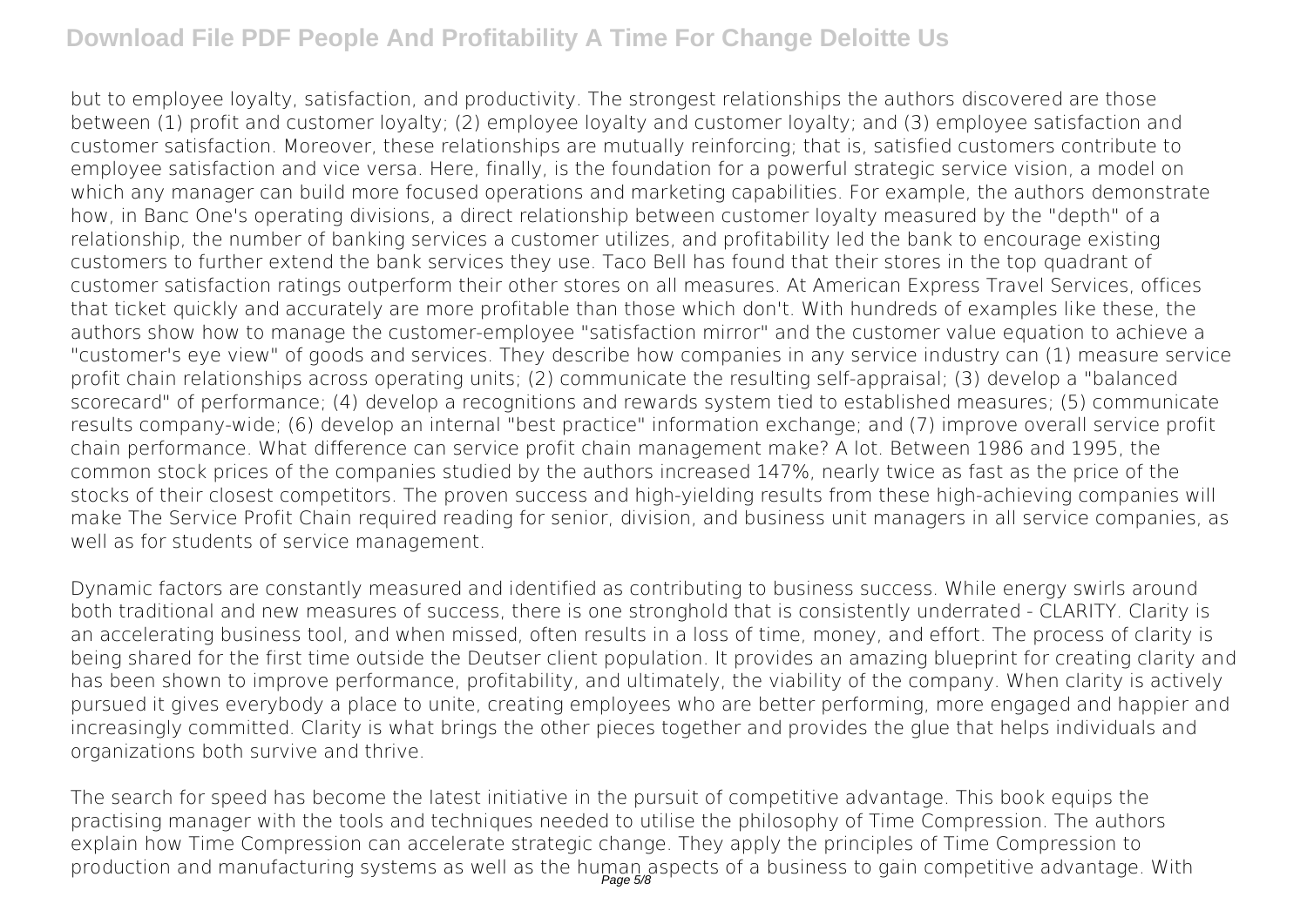but to employee loyalty, satisfaction, and productivity. The strongest relationships the authors discovered are those between (1) profit and customer loyalty; (2) employee loyalty and customer loyalty; and (3) employee satisfaction and customer satisfaction. Moreover, these relationships are mutually reinforcing; that is, satisfied customers contribute to employee satisfaction and vice versa. Here, finally, is the foundation for a powerful strategic service vision, a model on which any manager can build more focused operations and marketing capabilities. For example, the authors demonstrate how, in Banc One's operating divisions, a direct relationship between customer loyalty measured by the "depth" of a relationship, the number of banking services a customer utilizes, and profitability led the bank to encourage existing customers to further extend the bank services they use. Taco Bell has found that their stores in the top quadrant of customer satisfaction ratings outperform their other stores on all measures. At American Express Travel Services, offices that ticket quickly and accurately are more profitable than those which don't. With hundreds of examples like these, the authors show how to manage the customer-employee "satisfaction mirror" and the customer value equation to achieve a "customer's eye view" of goods and services. They describe how companies in any service industry can (1) measure service profit chain relationships across operating units; (2) communicate the resulting self-appraisal; (3) develop a "balanced scorecard" of performance; (4) develop a recognitions and rewards system tied to established measures; (5) communicate results company-wide; (6) develop an internal "best practice" information exchange; and (7) improve overall service profit chain performance. What difference can service profit chain management make? A lot. Between 1986 and 1995, the common stock prices of the companies studied by the authors increased 147%, nearly twice as fast as the price of the stocks of their closest competitors. The proven success and high-yielding results from these high-achieving companies will make The Service Profit Chain required reading for senior, division, and business unit managers in all service companies, as well as for students of service management.

Dynamic factors are constantly measured and identified as contributing to business success. While energy swirls around both traditional and new measures of success, there is one stronghold that is consistently underrated - CLARITY. Clarity is an accelerating business tool, and when missed, often results in a loss of time, money, and effort. The process of clarity is being shared for the first time outside the Deutser client population. It provides an amazing blueprint for creating clarity and has been shown to improve performance, profitability, and ultimately, the viability of the company. When clarity is actively pursued it gives everybody a place to unite, creating employees who are better performing, more engaged and happier and increasingly committed. Clarity is what brings the other pieces together and provides the glue that helps individuals and organizations both survive and thrive.

The search for speed has become the latest initiative in the pursuit of competitive advantage. This book equips the practising manager with the tools and techniques needed to utilise the philosophy of Time Compression. The authors explain how Time Compression can accelerate strategic change. They apply the principles of Time Compression to production and manufacturing systems as well as the human aspects of a business to gain competitive advantage. With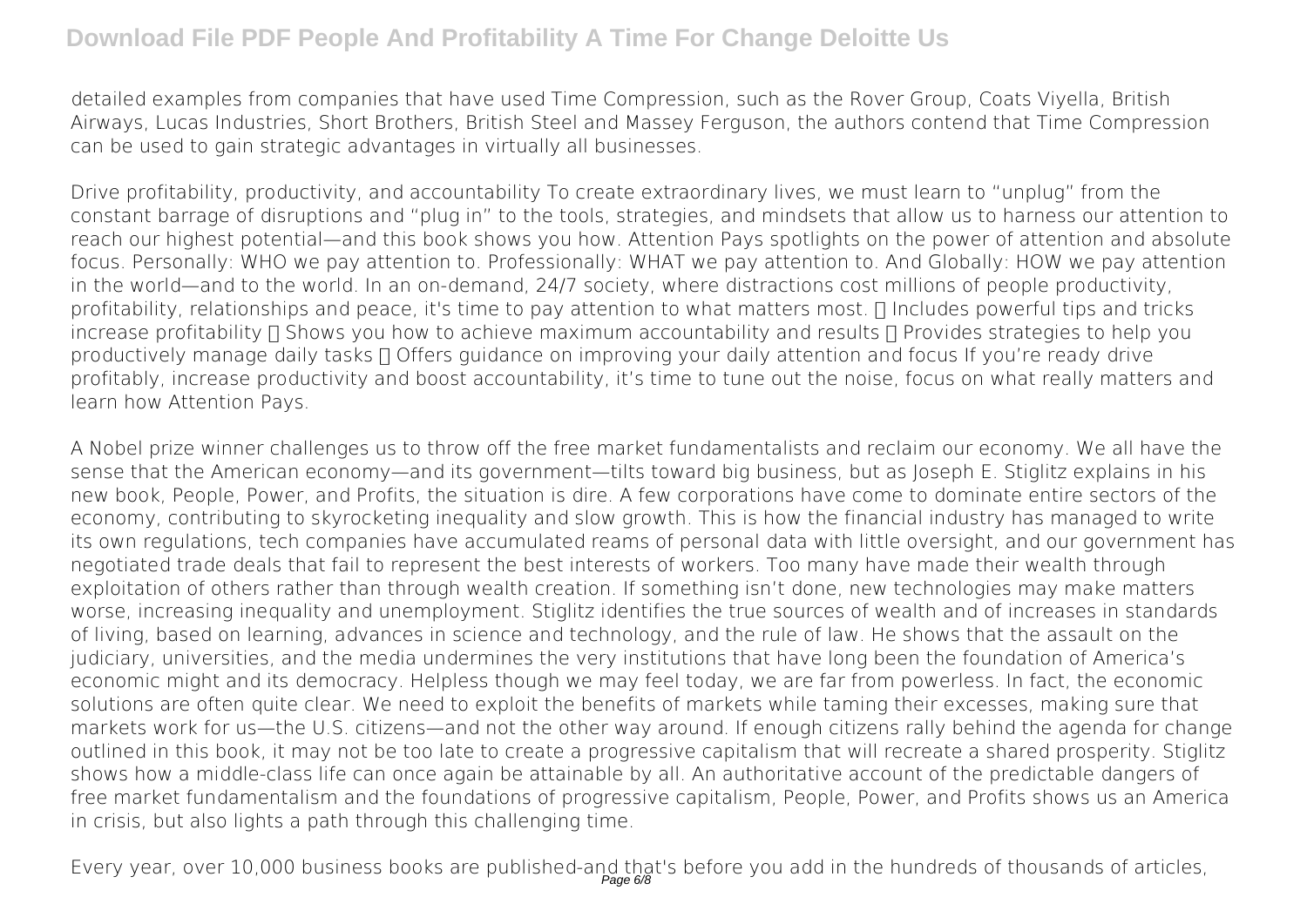detailed examples from companies that have used Time Compression, such as the Rover Group, Coats Viyella, British Airways, Lucas Industries, Short Brothers, British Steel and Massey Ferguson, the authors contend that Time Compression can be used to gain strategic advantages in virtually all businesses.

Drive profitability, productivity, and accountability To create extraordinary lives, we must learn to "unplug" from the constant barrage of disruptions and "plug in" to the tools, strategies, and mindsets that allow us to harness our attention to reach our highest potential—and this book shows you how. Attention Pays spotlights on the power of attention and absolute focus. Personally: WHO we pay attention to. Professionally: WHAT we pay attention to. And Globally: HOW we pay attention in the world—and to the world. In an on-demand, 24/7 society, where distractions cost millions of people productivity, profitability, relationships and peace, it's time to pay attention to what matters most.  Includes powerful tips and tricks increase profitability  Shows you how to achieve maximum accountability and results  Provides strategies to help you productively manage daily tasks  Offers guidance on improving your daily attention and focus If you're ready drive profitably, increase productivity and boost accountability, it's time to tune out the noise, focus on what really matters and learn how Attention Pays.

A Nobel prize winner challenges us to throw off the free market fundamentalists and reclaim our economy. We all have the sense that the American economy—and its government—tilts toward big business, but as Joseph E. Stiglitz explains in his new book, People, Power, and Profits, the situation is dire. A few corporations have come to dominate entire sectors of the economy, contributing to skyrocketing inequality and slow growth. This is how the financial industry has managed to write its own regulations, tech companies have accumulated reams of personal data with little oversight, and our government has negotiated trade deals that fail to represent the best interests of workers. Too many have made their wealth through exploitation of others rather than through wealth creation. If something isn't done, new technologies may make matters worse, increasing inequality and unemployment. Stiglitz identifies the true sources of wealth and of increases in standards of living, based on learning, advances in science and technology, and the rule of law. He shows that the assault on the judiciary, universities, and the media undermines the very institutions that have long been the foundation of America's economic might and its democracy. Helpless though we may feel today, we are far from powerless. In fact, the economic solutions are often quite clear. We need to exploit the benefits of markets while taming their excesses, making sure that markets work for us—the U.S. citizens—and not the other way around. If enough citizens rally behind the agenda for change outlined in this book, it may not be too late to create a progressive capitalism that will recreate a shared prosperity. Stiglitz shows how a middle-class life can once again be attainable by all. An authoritative account of the predictable dangers of free market fundamentalism and the foundations of progressive capitalism, People, Power, and Profits shows us an America in crisis, but also lights a path through this challenging time.

Every year, over 10,000 business books are published-and that's before you add in the hundreds of thousands of articles,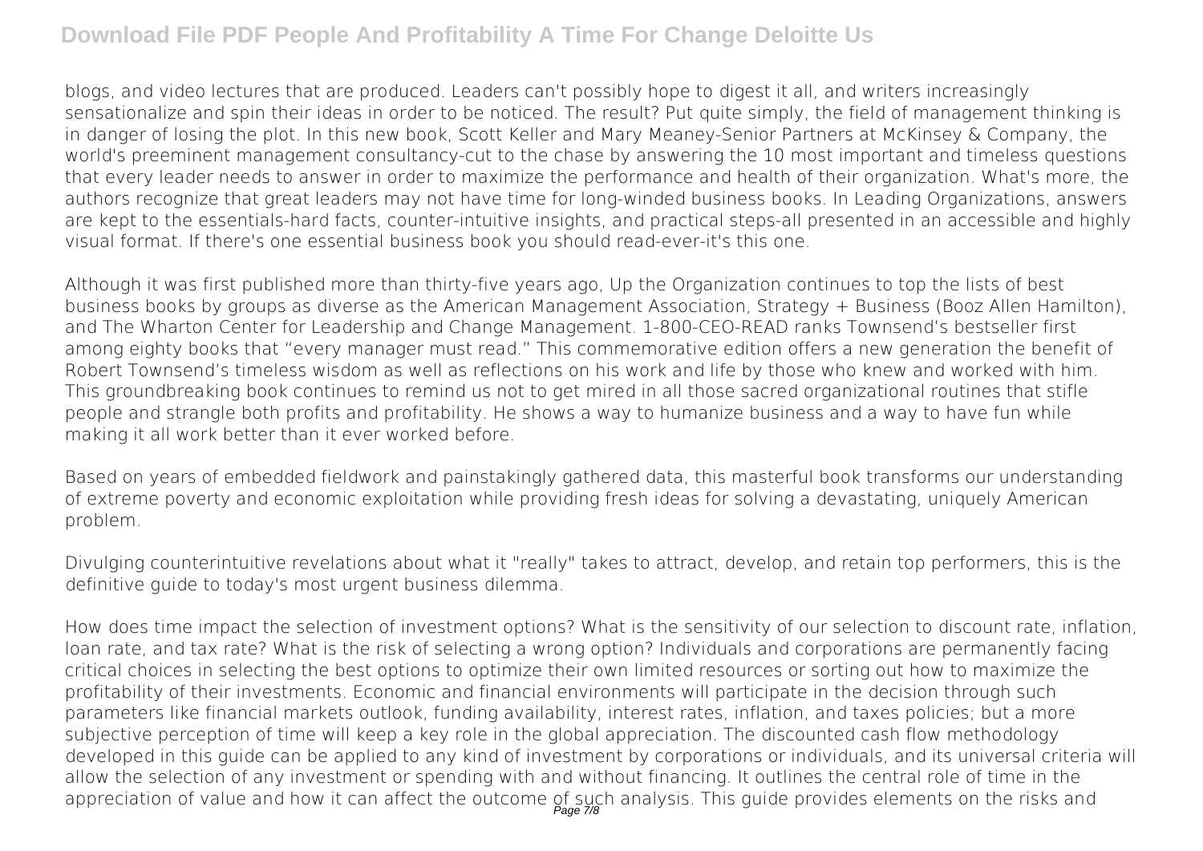blogs, and video lectures that are produced. Leaders can't possibly hope to digest it all, and writers increasingly sensationalize and spin their ideas in order to be noticed. The result? Put quite simply, the field of management thinking is in danger of losing the plot. In this new book, Scott Keller and Mary Meaney-Senior Partners at McKinsey & Company, the world's preeminent management consultancy-cut to the chase by answering the 10 most important and timeless questions that every leader needs to answer in order to maximize the performance and health of their organization. What's more, the authors recognize that great leaders may not have time for long-winded business books. In Leading Organizations, answers are kept to the essentials-hard facts, counter-intuitive insights, and practical steps-all presented in an accessible and highly visual format. If there's one essential business book you should read-ever-it's this one.

Although it was first published more than thirty-five years ago, Up the Organization continues to top the lists of best business books by groups as diverse as the American Management Association, Strategy + Business (Booz Allen Hamilton), and The Wharton Center for Leadership and Change Management. 1-800-CEO-READ ranks Townsend's bestseller first among eighty books that "every manager must read." This commemorative edition offers a new generation the benefit of Robert Townsend's timeless wisdom as well as reflections on his work and life by those who knew and worked with him. This groundbreaking book continues to remind us not to get mired in all those sacred organizational routines that stifle people and strangle both profits and profitability. He shows a way to humanize business and a way to have fun while making it all work better than it ever worked before.

Based on years of embedded fieldwork and painstakingly gathered data, this masterful book transforms our understanding of extreme poverty and economic exploitation while providing fresh ideas for solving a devastating, uniquely American problem.

Divulging counterintuitive revelations about what it "really" takes to attract, develop, and retain top performers, this is the definitive guide to today's most urgent business dilemma.

How does time impact the selection of investment options? What is the sensitivity of our selection to discount rate, inflation, loan rate, and tax rate? What is the risk of selecting a wrong option? Individuals and corporations are permanently facing critical choices in selecting the best options to optimize their own limited resources or sorting out how to maximize the profitability of their investments. Economic and financial environments will participate in the decision through such parameters like financial markets outlook, funding availability, interest rates, inflation, and taxes policies; but a more subjective perception of time will keep a key role in the global appreciation. The discounted cash flow methodology developed in this guide can be applied to any kind of investment by corporations or individuals, and its universal criteria will allow the selection of any investment or spending with and without financing. It outlines the central role of time in the appreciation of value and how it can affect the outcome of such analysis. This guide provides elements on the risks and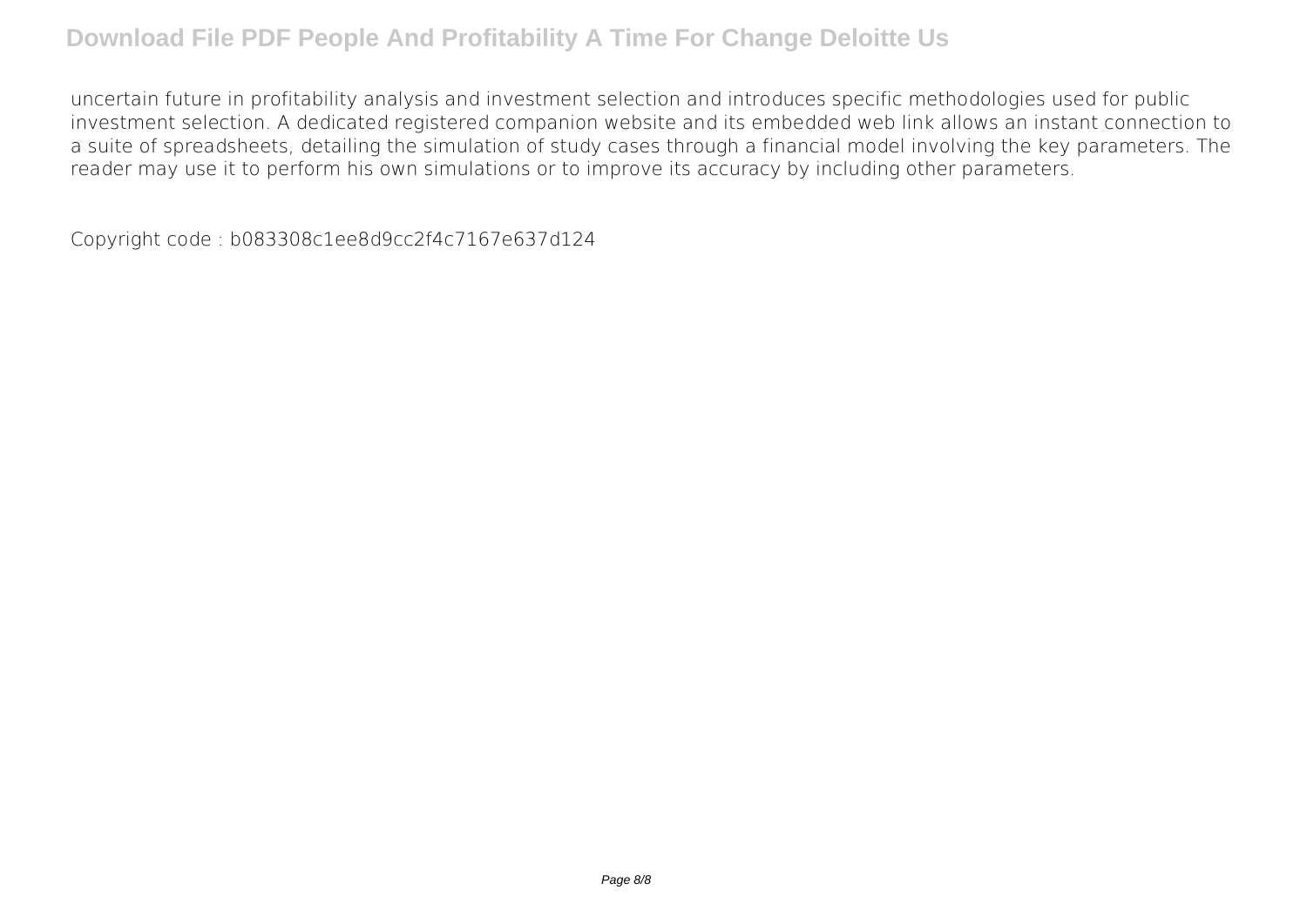uncertain future in profitability analysis and investment selection and introduces specific methodologies used for public investment selection. A dedicated registered companion website and its embedded web link allows an instant connection to a suite of spreadsheets, detailing the simulation of study cases through a financial model involving the key parameters. The reader may use it to perform his own simulations or to improve its accuracy by including other parameters.

Copyright code : b083308c1ee8d9cc2f4c7167e637d124